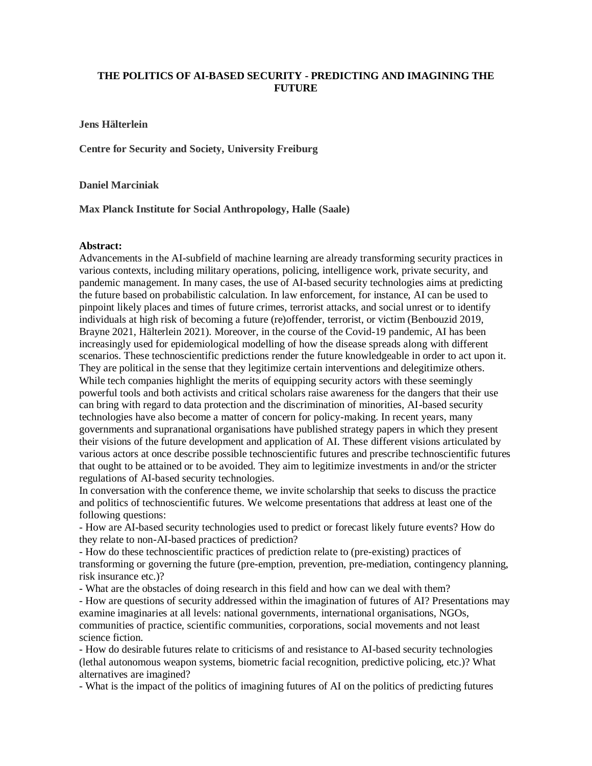# THE POLITICS OF AI-BASED SECURITY - PREDICTING AND IMAGINING THE FUTURE

**Jens Hälterlein**

**Centre for Security and Society, University Freiburg**

**Daniel Marciniak**

**Max Planck Institute for Social Anthropology, Halle (Saale)**

**Abstract:**

Advancements in the AI-subfield of machine learning are already transforming security practices in various contexts, including military operations, policing, intelligence work, private security, and pandemic management. In many cases, the use of AI-based security technologies aims at predicting the future based on probabilistic calculation. In law enforcement, for instance, AI can be used to pinpoint likely places and times of future crimes, terrorist attacks, and social unrest or to identify individuals at high risk of becoming a future (re)offender, terrorist, or victim (Benbouzid 2019, Brayne 2021, Hälterlein 2021). Moreover, in the course of the Covid-19 pandemic, AI has been increasingly used for epidemiological modelling of how the disease spreads along with different scenarios. These technoscientific predictions render the future knowledgeable in order to act upon it. They are political in the sense that they legitimize certain interventions and delegitimize others. While tech companies highlight the merits of equipping security actors with these seemingly powerful tools and both activists and critical scholars raise awareness for the dangers that their use can bring with regard to data protection and the discrimination of minorities, AI-based security technologies have also become a matter of concern for policy-making. In recent years, many governments and supranational organisations have published strategy papers in which they present their visions of the future development and application of AI. These different visions articulated by various actors at once describe possible technoscientific futures and prescribe technoscientific futures that ought to be attained or to be avoided. They aim to legitimize investments in and/or the stricter regulations of AI-based security technologies.

In conversation with the conference theme, we invite scholarship that seeks to discuss the practice and politics of technoscientific futures. We welcome presentations that address at least one of the following questions:

- How are AI-based security technologies used to predict or forecast likely future events? How do they relate to non-AI-based practices of prediction?
- How do these technoscientific practices of prediction relate to (pre-existing) practices of transforming or governing the future (pre-emption, prevention, pre-mediation, contingency planning, risk insurance etc.)?
- What are the obstacles of doing research in this field and how can we deal with them?
- How are questions of security addressed within the imagination of futures of AI? Presentations may examine imaginaries at all levels: national governments, international organisations, NGOs, communities of practice, scientific communities, corporations, social movements and not least science fiction.
- How do desirable futures relate to criticisms of and resistance to AI-based security technologies (lethal autonomous weapon systems, biometric facial recognition, predictive policing, etc.)? What alternatives are imagined?
- What is the impact of the politics of imagining futures of AI on the politics of predicting futures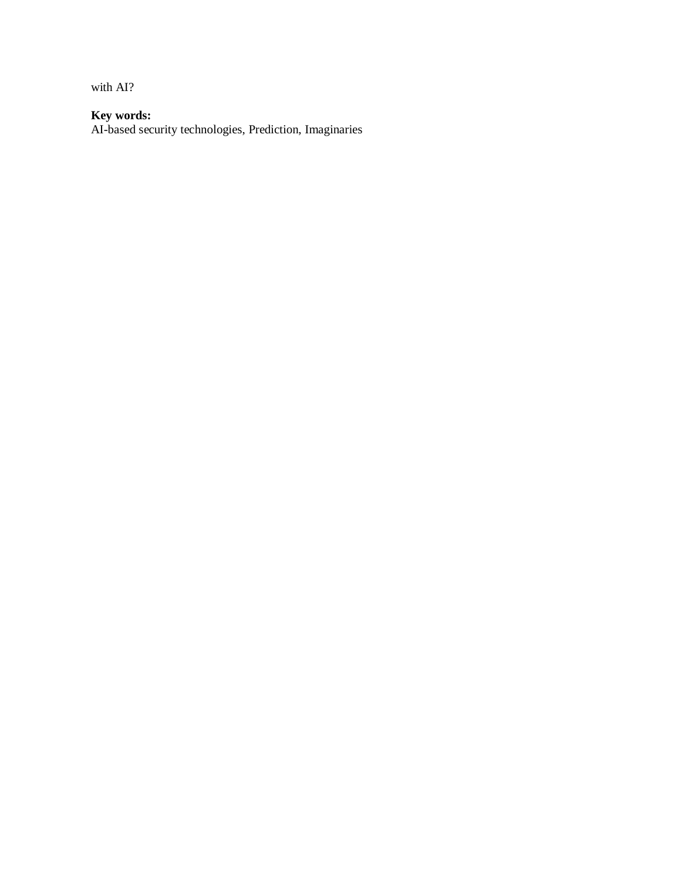with AI?

**Key words:**
AI-based security technologies, Prediction, Imaginaries